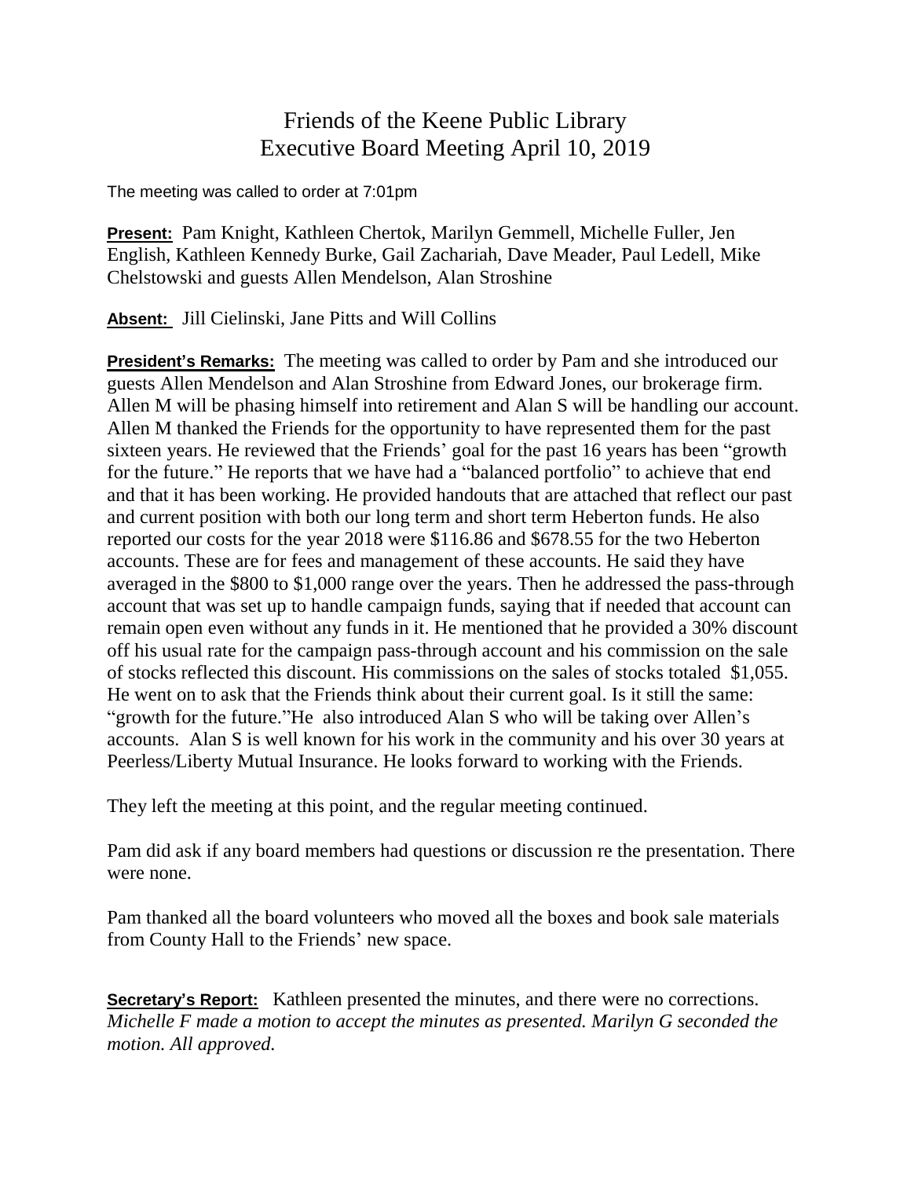# Friends of the Keene Public Library
## Executive Board Meeting April 10, 2019

The meeting was called to order at 7:01pm

**Present:** Pam Knight, Kathleen Chertok, Marilyn Gemmell, Michelle Fuller, Jen English, Kathleen Kennedy Burke, Gail Zachariah, Dave Meader, Paul Ledell, Mike Chelstowski and guests Allen Mendelson, Alan Stroshine

**Absent:** Jill Cielinski, Jane Pitts and Will Collins

**President's Remarks:** The meeting was called to order by Pam and she introduced our guests Allen Mendelson and Alan Stroshine from Edward Jones, our brokerage firm. Allen M will be phasing himself into retirement and Alan S will be handling our account. Allen M thanked the Friends for the opportunity to have represented them for the past sixteen years. He reviewed that the Friends' goal for the past 16 years has been "growth for the future." He reports that we have had a "balanced portfolio" to achieve that end and that it has been working. He provided handouts that are attached that reflect our past and current position with both our long term and short term Heberton funds. He also reported our costs for the year 2018 were $116.86 and $678.55 for the two Heberton accounts. These are for fees and management of these accounts. He said they have averaged in the $800 to $1,000 range over the years. Then he addressed the pass-through account that was set up to handle campaign funds, saying that if needed that account can remain open even without any funds in it. He mentioned that he provided a 30% discount off his usual rate for the campaign pass-through account and his commission on the sale of stocks reflected this discount. His commissions on the sales of stocks totaled $1,055. He went on to ask that the Friends think about their current goal. Is it still the same: "growth for the future."He also introduced Alan S who will be taking over Allen's accounts. Alan S is well known for his work in the community and his over 30 years at Peerless/Liberty Mutual Insurance. He looks forward to working with the Friends.

They left the meeting at this point, and the regular meeting continued.

Pam did ask if any board members had questions or discussion re the presentation. There were none.

Pam thanked all the board volunteers who moved all the boxes and book sale materials from County Hall to the Friends' new space.

**Secretary's Report:** Kathleen presented the minutes, and there were no corrections. *Michelle F made a motion to accept the minutes as presented. Marilyn G seconded the motion. All approved.*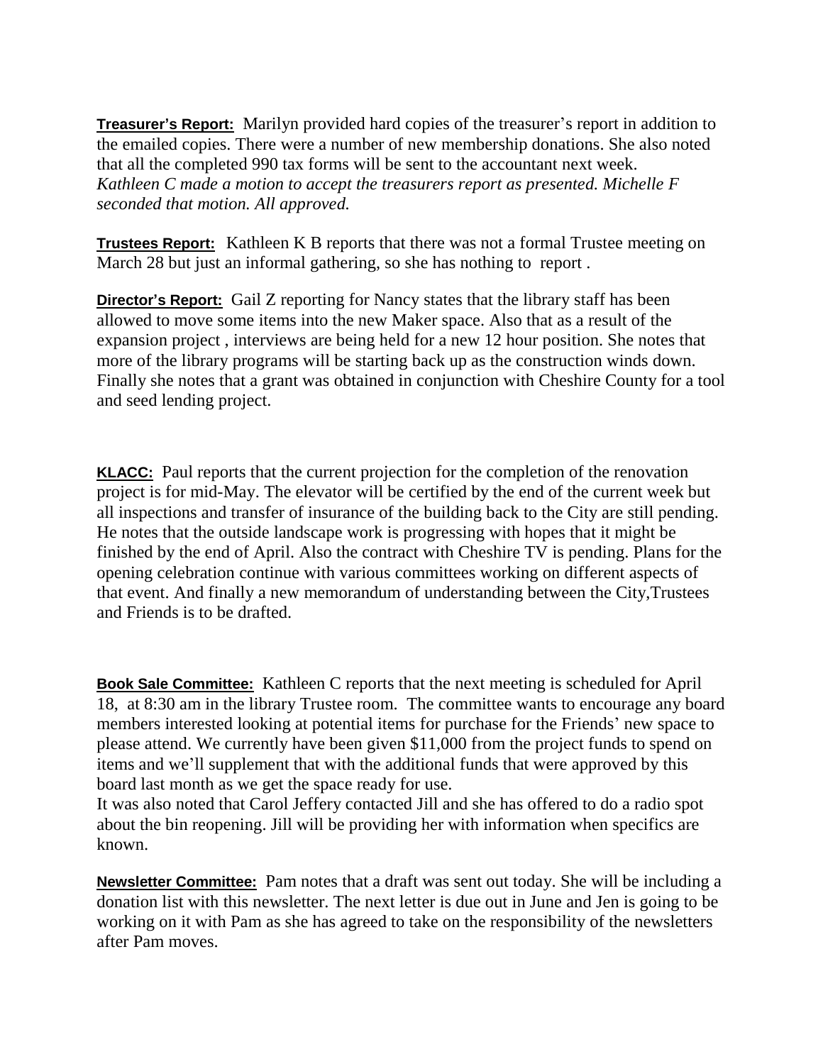**Treasurer's Report:** Marilyn provided hard copies of the treasurer's report in addition to the emailed copies. There were a number of new membership donations. She also noted that all the completed 990 tax forms will be sent to the accountant next week.
*Kathleen C made a motion to accept the treasurers report as presented. Michelle F seconded that motion. All approved.*

**Trustees Report:** Kathleen K B reports that there was not a formal Trustee meeting on March 28 but just an informal gathering, so she has nothing to report .

**Director's Report:** Gail Z reporting for Nancy states that the library staff has been allowed to move some items into the new Maker space. Also that as a result of the expansion project , interviews are being held for a new 12 hour position. She notes that more of the library programs will be starting back up as the construction winds down. Finally she notes that a grant was obtained in conjunction with Cheshire County for a tool and seed lending project.

**KLACC:** Paul reports that the current projection for the completion of the renovation project is for mid-May. The elevator will be certified by the end of the current week but all inspections and transfer of insurance of the building back to the City are still pending. He notes that the outside landscape work is progressing with hopes that it might be finished by the end of April. Also the contract with Cheshire TV is pending. Plans for the opening celebration continue with various committees working on different aspects of that event. And finally a new memorandum of understanding between the City,Trustees and Friends is to be drafted.

**Book Sale Committee:** Kathleen C reports that the next meeting is scheduled for April 18, at 8:30 am in the library Trustee room. The committee wants to encourage any board members interested looking at potential items for purchase for the Friends' new space to please attend. We currently have been given $11,000 from the project funds to spend on items and we'll supplement that with the additional funds that were approved by this board last month as we get the space ready for use.
It was also noted that Carol Jeffery contacted Jill and she has offered to do a radio spot about the bin reopening. Jill will be providing her with information when specifics are known.

**Newsletter Committee:** Pam notes that a draft was sent out today. She will be including a donation list with this newsletter. The next letter is due out in June and Jen is going to be working on it with Pam as she has agreed to take on the responsibility of the newsletters after Pam moves.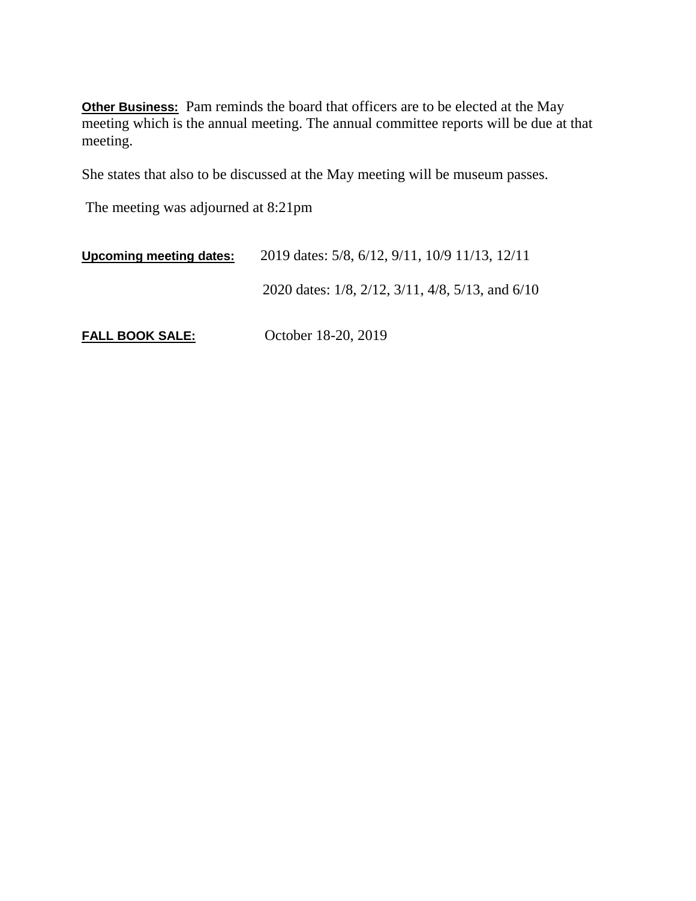**Other Business:** Pam reminds the board that officers are to be elected at the May meeting which is the annual meeting. The annual committee reports will be due at that meeting.

She states that also to be discussed at the May meeting will be museum passes.

The meeting was adjourned at 8:21pm

**Upcoming meeting dates:** 2019 dates: 5/8, 6/12, 9/11, 10/9 11/13, 12/11

2020 dates: 1/8, 2/12, 3/11, 4/8, 5/13, and 6/10

**FALL BOOK SALE:** October 18-20, 2019